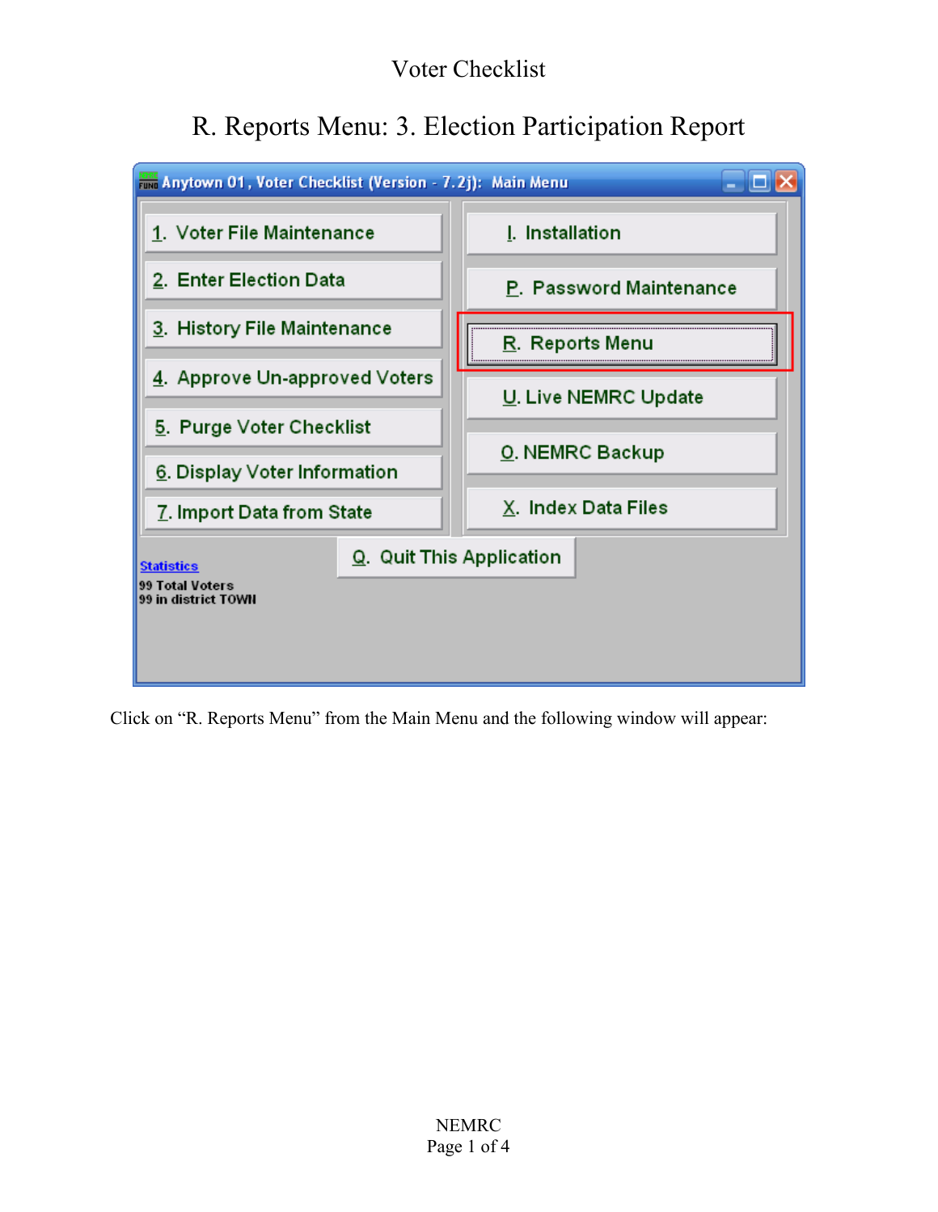# Voter Checklist

## R. Reports Menu: 3. Election Participation Report

Click on "R. Reports Menu" from the Main Menu and the following window will appear: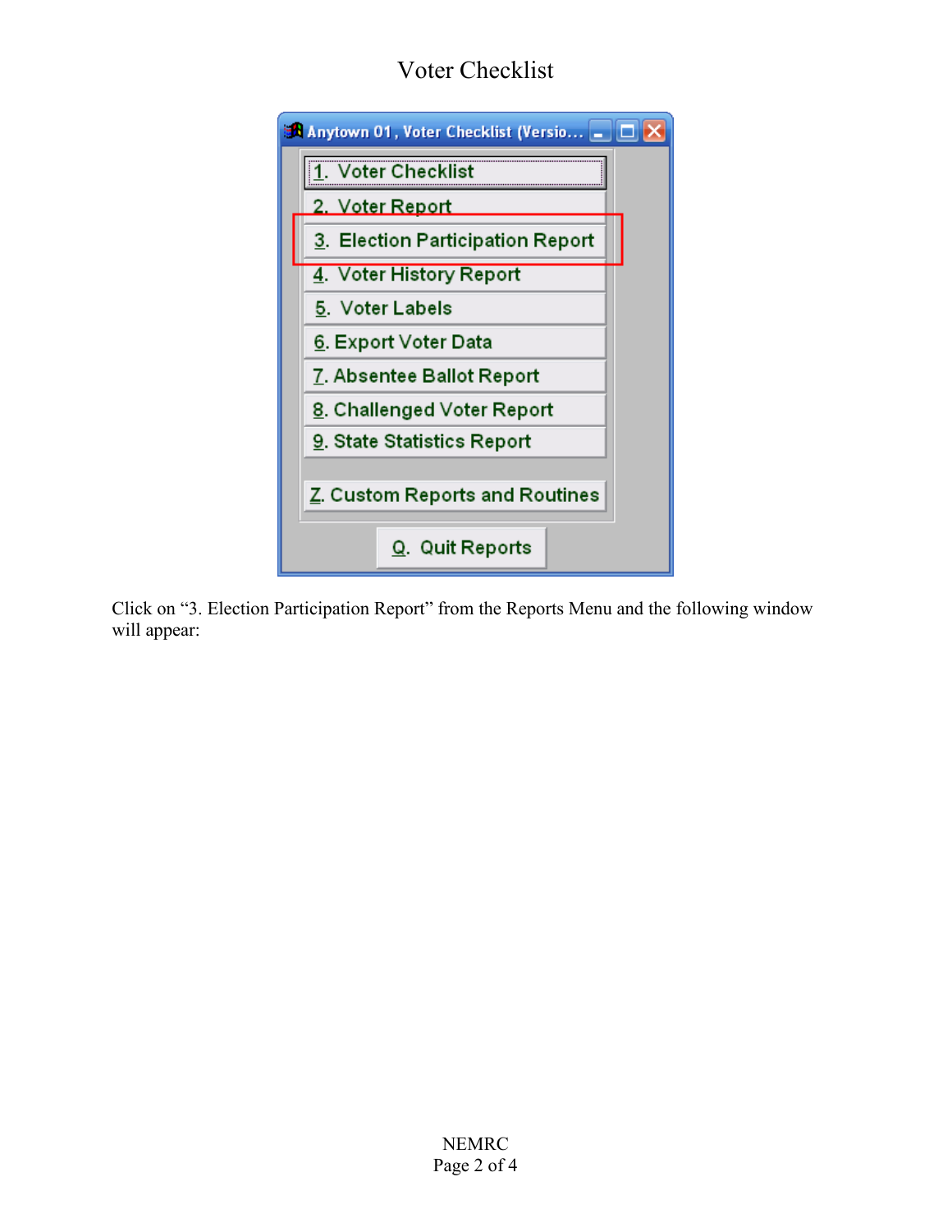# Voter Checklist

Anytown 01, Voter Checklist (Versio...

1. Voter Checklist
2. Voter Report
3. Election Participation Report
4. Voter History Report
5. Voter Labels
6. Export Voter Data
7. Absentee Ballot Report
8. Challenged Voter Report
9. State Statistics Report

Z. Custom Reports and Routines

Q. Quit Reports

Click on "3. Election Participation Report" from the Reports Menu and the following window will appear: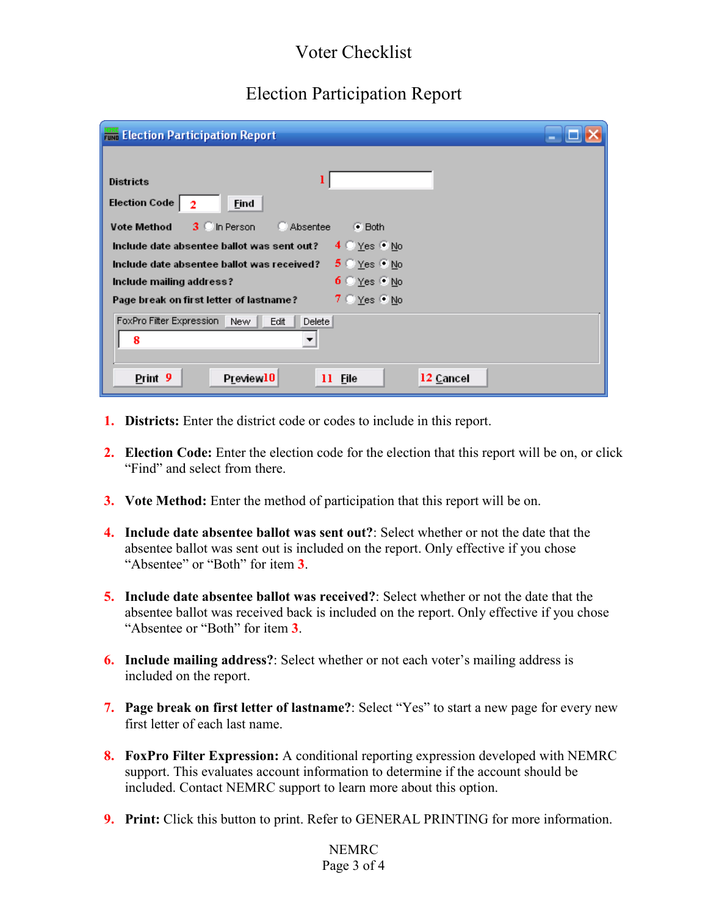# Voter Checklist

## Election Participation Report

1. **Districts:** Enter the district code or codes to include in this report.

2. **Election Code:** Enter the election code for the election that this report will be on, or click "Find" and select from there.

3. **Vote Method:** Enter the method of participation that this report will be on.

4. **Include date absentee ballot was sent out?**: Select whether or not the date that the absentee ballot was sent out is included on the report. Only effective if you chose "Absentee" or "Both" for item 3.

5. **Include date absentee ballot was received?**: Select whether or not the date that the absentee ballot was received back is included on the report. Only effective if you chose "Absentee or "Both" for item 3.

6. **Include mailing address?**: Select whether or not each voter's mailing address is included on the report.

7. **Page break on first letter of lastname?**: Select "Yes" to start a new page for every new first letter of each last name.

8. **FoxPro Filter Expression:** A conditional reporting expression developed with NEMRC support. This evaluates account information to determine if the account should be included. Contact NEMRC support to learn more about this option.

9. **Print:** Click this button to print. Refer to GENERAL PRINTING for more information.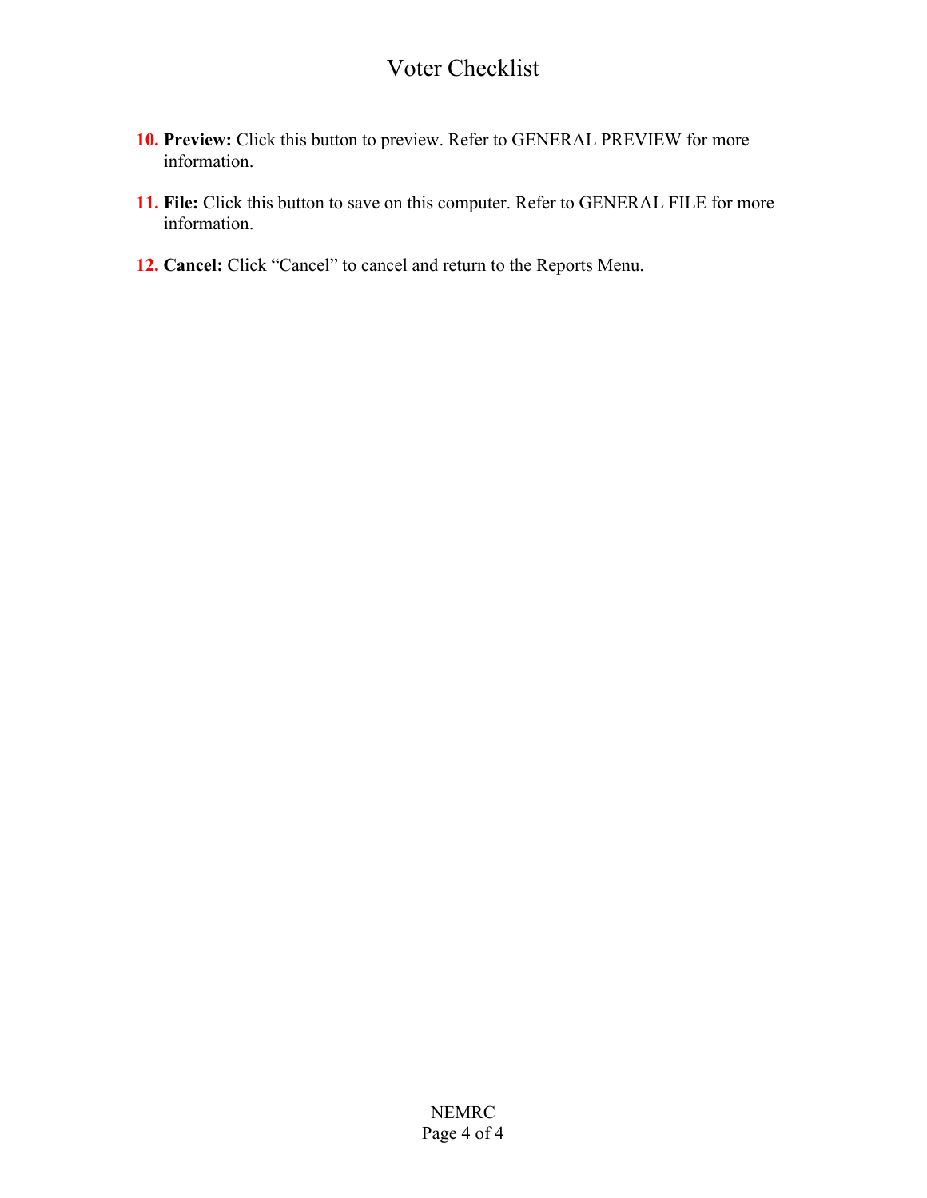10. **Preview:** Click this button to preview. Refer to GENERAL PREVIEW for more information.

11. **File:** Click this button to save on this computer. Refer to GENERAL FILE for more information.

12. **Cancel:** Click "Cancel" to cancel and return to the Reports Menu.